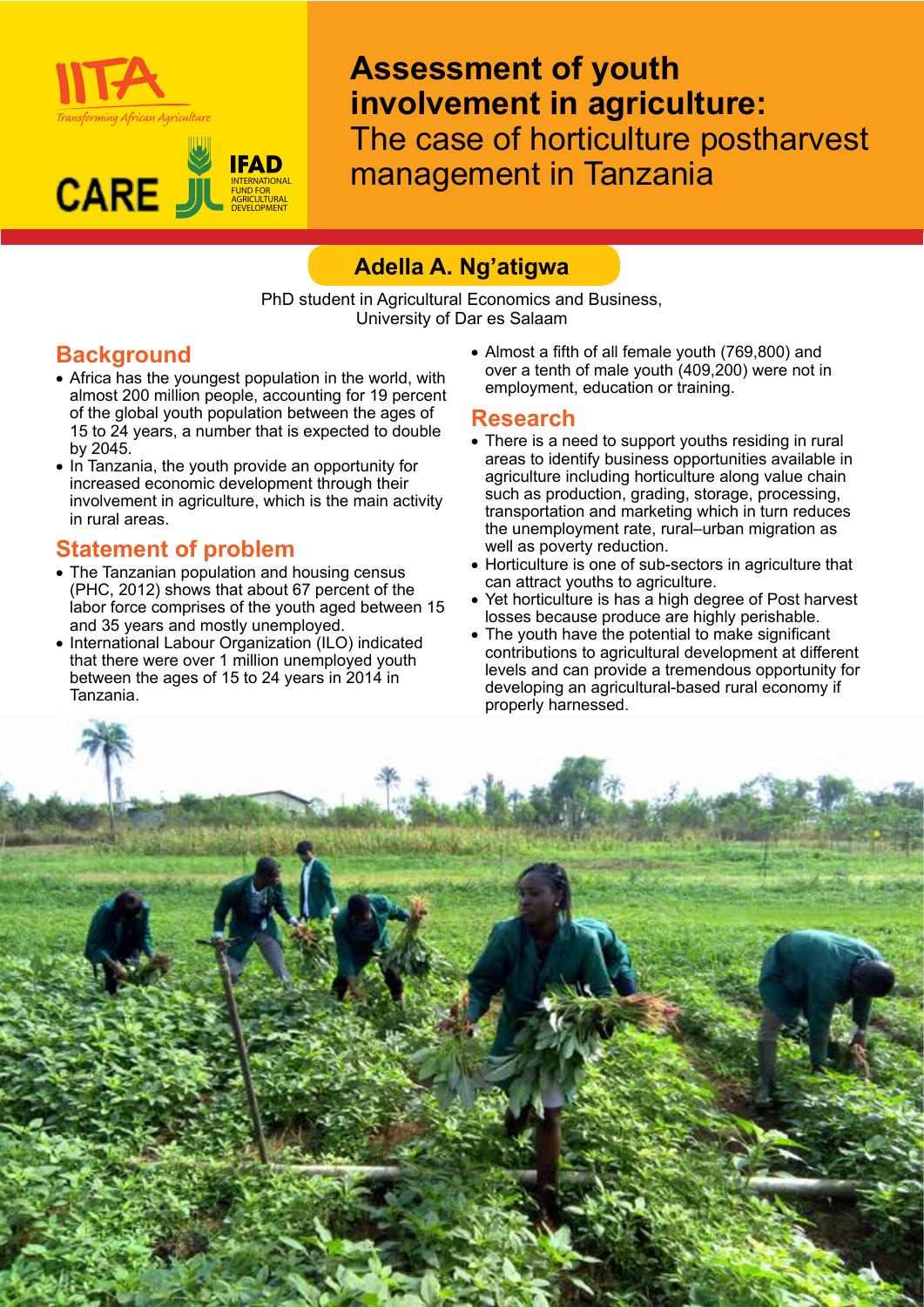# Assessment of youth involvement in agriculture:

## The case of horticulture postharvest management in Tanzania

**Adella A. Ng'atigwa**

PhD student in Agricultural Economics and Business,
University of Dar es Salaam

## Background

- Africa has the youngest population in the world, with almost 200 million people, accounting for 19 percent of the global youth population between the ages of 15 to 24 years, a number that is expected to double by 2045.
- In Tanzania, the youth provide an opportunity for increased economic development through their involvement in agriculture, which is the main activity in rural areas.

## Statement of problem

- The Tanzanian population and housing census (PHC, 2012) shows that about 67 percent of the labor force comprises of the youth aged between 15 and 35 years and mostly unemployed.
- International Labour Organization (ILO) indicated that there were over 1 million unemployed youth between the ages of 15 to 24 years in 2014 in Tanzania.
- Almost a fifth of all female youth (769,800) and over a tenth of male youth (409,200) were not in employment, education or training.

## Research

- There is a need to support youths residing in rural areas to identify business opportunities available in agriculture including horticulture along value chain such as production, grading, storage, processing, transportation and marketing which in turn reduces the unemployment rate, rural–urban migration as well as poverty reduction.
- Horticulture is one of sub-sectors in agriculture that can attract youths to agriculture.
- Yet horticulture is has a high degree of Post harvest losses because produce are highly perishable.
- The youth have the potential to make significant contributions to agricultural development at different levels and can provide a tremendous opportunity for developing an agricultural-based rural economy if properly harnessed.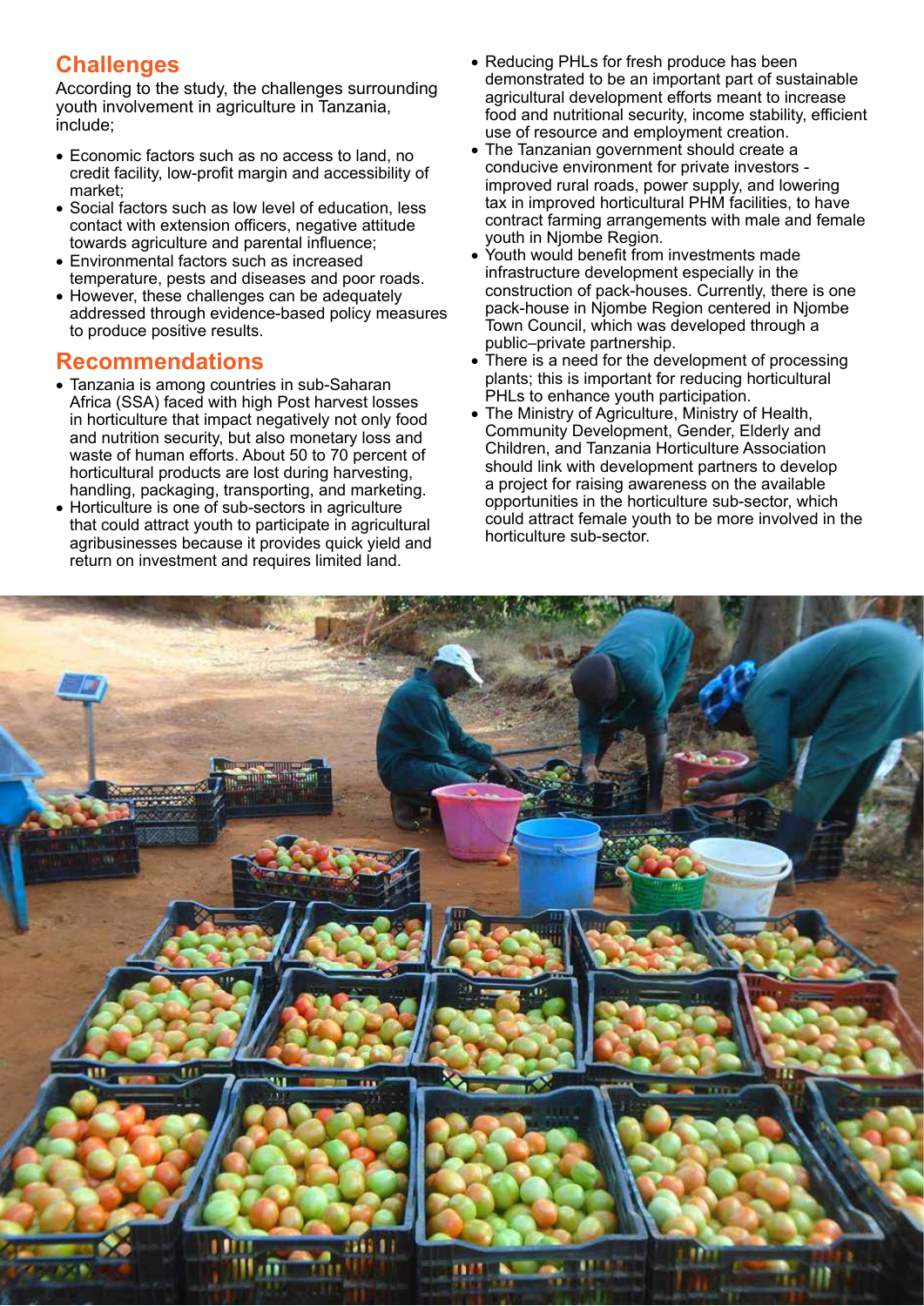## Challenges

According to the study, the challenges surrounding youth involvement in agriculture in Tanzania, include;

- Economic factors such as no access to land, no credit facility, low-profit margin and accessibility of market;
- Social factors such as low level of education, less contact with extension officers, negative attitude towards agriculture and parental influence;
- Environmental factors such as increased temperature, pests and diseases and poor roads.
- However, these challenges can be adequately addressed through evidence-based policy measures to produce positive results.

## Recommendations

- Tanzania is among countries in sub-Saharan Africa (SSA) faced with high Post harvest losses in horticulture that impact negatively not only food and nutrition security, but also monetary loss and waste of human efforts. About 50 to 70 percent of horticultural products are lost during harvesting, handling, packaging, transporting, and marketing.
- Horticulture is one of sub-sectors in agriculture that could attract youth to participate in agricultural agribusinesses because it provides quick yield and return on investment and requires limited land.
- Reducing PHLs for fresh produce has been demonstrated to be an important part of sustainable agricultural development efforts meant to increase food and nutritional security, income stability, efficient use of resource and employment creation.
- The Tanzanian government should create a conducive environment for private investors - improved rural roads, power supply, and lowering tax in improved horticultural PHM facilities, to have contract farming arrangements with male and female youth in Njombe Region.
- Youth would benefit from investments made infrastructure development especially in the construction of pack-houses. Currently, there is one pack-house in Njombe Region centered in Njombe Town Council, which was developed through a public–private partnership.
- There is a need for the development of processing plants; this is important for reducing horticultural PHLs to enhance youth participation.
- The Ministry of Agriculture, Ministry of Health, Community Development, Gender, Elderly and Children, and Tanzania Horticulture Association should link with development partners to develop a project for raising awareness on the available opportunities in the horticulture sub-sector, which could attract female youth to be more involved in the horticulture sub-sector.